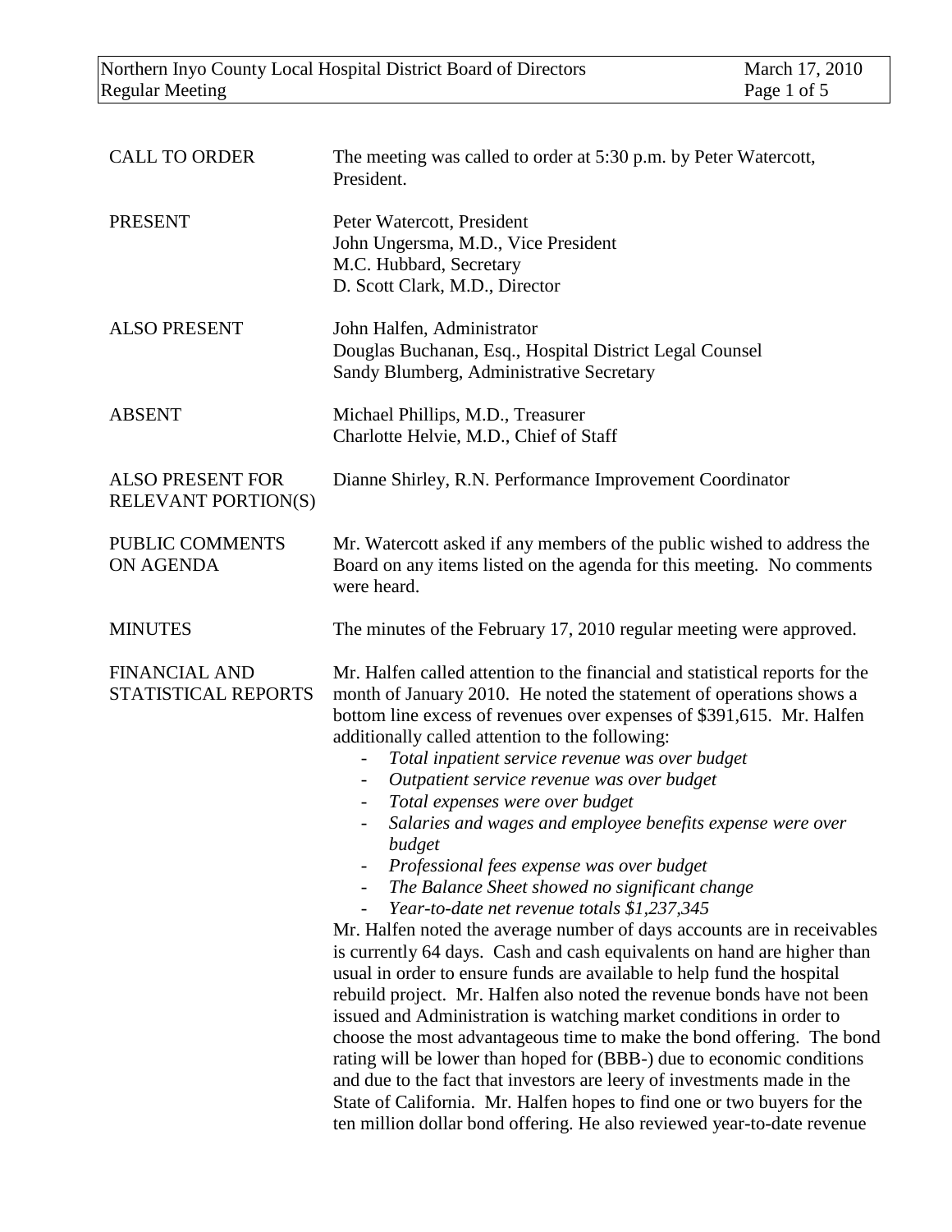| | |
|---|---|
| CALL TO ORDER | The meeting was called to order at 5:30 p.m. by Peter Watercott, President. |
| PRESENT | Peter Watercott, President<br>John Ungersma, M.D., Vice President<br>M.C. Hubbard, Secretary<br>D. Scott Clark, M.D., Director |
| ALSO PRESENT | John Halfen, Administrator<br>Douglas Buchanan, Esq., Hospital District Legal Counsel<br>Sandy Blumberg, Administrative Secretary |
| ABSENT | Michael Phillips, M.D., Treasurer<br>Charlotte Helvie, M.D., Chief of Staff |
| ALSO PRESENT FOR RELEVANT PORTION(S) | Dianne Shirley, R.N. Performance Improvement Coordinator |
| PUBLIC COMMENTS ON AGENDA | Mr. Watercott asked if any members of the public wished to address the Board on any items listed on the agenda for this meeting. No comments were heard. |
| MINUTES | The minutes of the February 17, 2010 regular meeting were approved. |

**FINANCIAL AND STATISTICAL REPORTS**

Mr. Halfen called attention to the financial and statistical reports for the month of January 2010. He noted the statement of operations shows a bottom line excess of revenues over expenses of $391,615. Mr. Halfen additionally called attention to the following:

- *Total inpatient service revenue was over budget*
- *Outpatient service revenue was over budget*
- *Total expenses were over budget*
- *Salaries and wages and employee benefits expense were over budget*
- *Professional fees expense was over budget*
- *The Balance Sheet showed no significant change*
- *Year-to-date net revenue totals $1,237,345*

Mr. Halfen noted the average number of days accounts are in receivables is currently 64 days. Cash and cash equivalents on hand are higher than usual in order to ensure funds are available to help fund the hospital rebuild project. Mr. Halfen also noted the revenue bonds have not been issued and Administration is watching market conditions in order to choose the most advantageous time to make the bond offering. The bond rating will be lower than hoped for (BBB-) due to economic conditions and due to the fact that investors are leery of investments made in the State of California. Mr. Halfen hopes to find one or two buyers for the ten million dollar bond offering. He also reviewed year-to-date revenue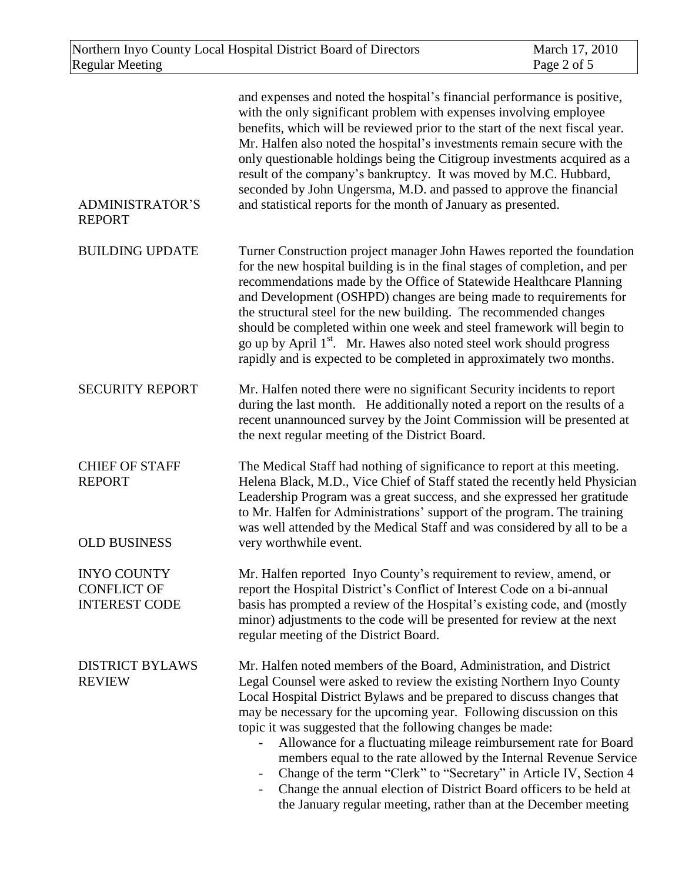and expenses and noted the hospital's financial performance is positive, with the only significant problem with expenses involving employee benefits, which will be reviewed prior to the start of the next fiscal year. Mr. Halfen also noted the hospital's investments remain secure with the only questionable holdings being the Citigroup investments acquired as a result of the company's bankruptcy. It was moved by M.C. Hubbard, seconded by John Ungersma, M.D. and passed to approve the financial and statistical reports for the month of January as presented.

**ADMINISTRATOR'S REPORT**

**BUILDING UPDATE**

Turner Construction project manager John Hawes reported the foundation for the new hospital building is in the final stages of completion, and per recommendations made by the Office of Statewide Healthcare Planning and Development (OSHPD) changes are being made to requirements for the structural steel for the new building. The recommended changes should be completed within one week and steel framework will begin to go up by April 1st. Mr. Hawes also noted steel work should progress rapidly and is expected to be completed in approximately two months.

**SECURITY REPORT**

Mr. Halfen noted there were no significant Security incidents to report during the last month. He additionally noted a report on the results of a recent unannounced survey by the Joint Commission will be presented at the next regular meeting of the District Board.

**CHIEF OF STAFF REPORT**

The Medical Staff had nothing of significance to report at this meeting. Helena Black, M.D., Vice Chief of Staff stated the recently held Physician Leadership Program was a great success, and she expressed her gratitude to Mr. Halfen for Administrations' support of the program. The training was well attended by the Medical Staff and was considered by all to be a very worthwhile event.

**OLD BUSINESS**

**INYO COUNTY CONFLICT OF INTEREST CODE**

Mr. Halfen reported Inyo County's requirement to review, amend, or report the Hospital District's Conflict of Interest Code on a bi-annual basis has prompted a review of the Hospital's existing code, and (mostly minor) adjustments to the code will be presented for review at the next regular meeting of the District Board.

**DISTRICT BYLAWS REVIEW**

Mr. Halfen noted members of the Board, Administration, and District Legal Counsel were asked to review the existing Northern Inyo County Local Hospital District Bylaws and be prepared to discuss changes that may be necessary for the upcoming year. Following discussion on this topic it was suggested that the following changes be made:

- Allowance for a fluctuating mileage reimbursement rate for Board members equal to the rate allowed by the Internal Revenue Service
- Change of the term "Clerk" to "Secretary" in Article IV, Section 4
- Change the annual election of District Board officers to be held at the January regular meeting, rather than at the December meeting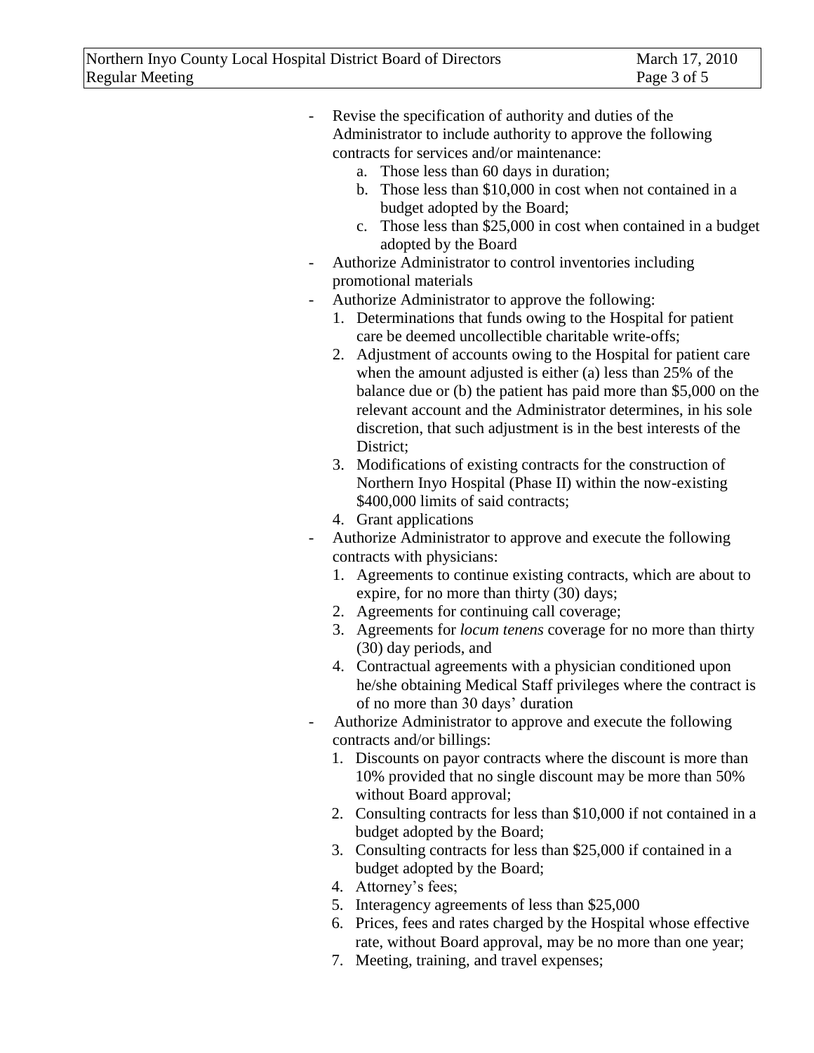- Revise the specification of authority and duties of the Administrator to include authority to approve the following contracts for services and/or maintenance:
    a. Those less than 60 days in duration;
    b. Those less than $10,000 in cost when not contained in a budget adopted by the Board;
    c. Those less than $25,000 in cost when contained in a budget adopted by the Board
- Authorize Administrator to control inventories including promotional materials
- Authorize Administrator to approve the following:
    1. Determinations that funds owing to the Hospital for patient care be deemed uncollectible charitable write-offs;
    2. Adjustment of accounts owing to the Hospital for patient care when the amount adjusted is either (a) less than 25% of the balance due or (b) the patient has paid more than $5,000 on the relevant account and the Administrator determines, in his sole discretion, that such adjustment is in the best interests of the District;
    3. Modifications of existing contracts for the construction of Northern Inyo Hospital (Phase II) within the now-existing $400,000 limits of said contracts;
    4. Grant applications
- Authorize Administrator to approve and execute the following contracts with physicians:
    1. Agreements to continue existing contracts, which are about to expire, for no more than thirty (30) days;
    2. Agreements for continuing call coverage;
    3. Agreements for *locum tenens* coverage for no more than thirty (30) day periods, and
    4. Contractual agreements with a physician conditioned upon he/she obtaining Medical Staff privileges where the contract is of no more than 30 days' duration
- Authorize Administrator to approve and execute the following contracts and/or billings:
    1. Discounts on payor contracts where the discount is more than 10% provided that no single discount may be more than 50% without Board approval;
    2. Consulting contracts for less than $10,000 if not contained in a budget adopted by the Board;
    3. Consulting contracts for less than $25,000 if contained in a budget adopted by the Board;
    4. Attorney's fees;
    5. Interagency agreements of less than $25,000
    6. Prices, fees and rates charged by the Hospital whose effective rate, without Board approval, may be no more than one year;
    7. Meeting, training, and travel expenses;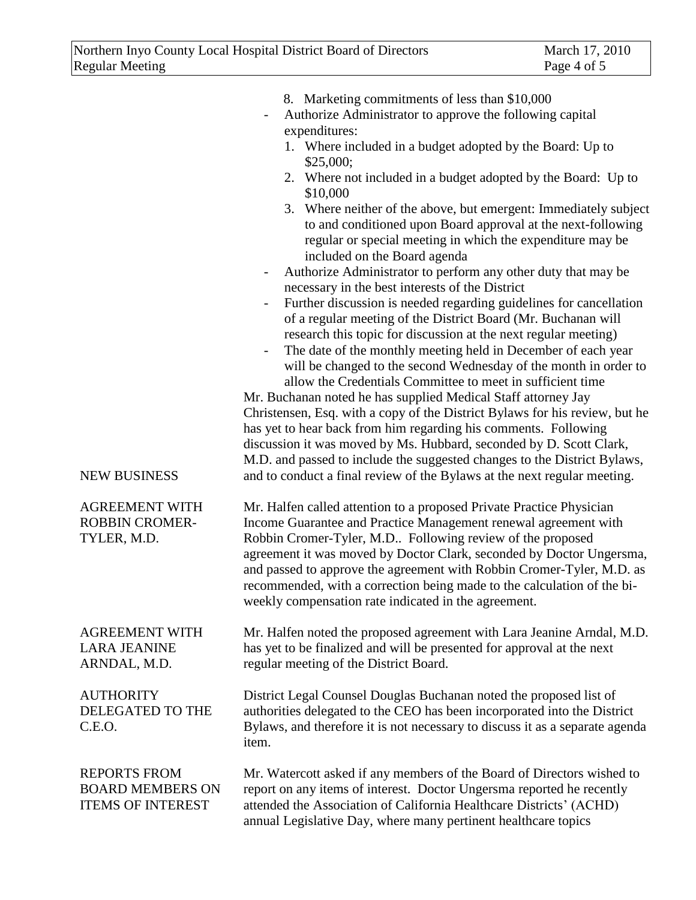8. Marketing commitments of less than $10,000

- Authorize Administrator to approve the following capital expenditures:
  1. Where included in a budget adopted by the Board: Up to $25,000;
  2. Where not included in a budget adopted by the Board: Up to $10,000
  3. Where neither of the above, but emergent: Immediately subject to and conditioned upon Board approval at the next-following regular or special meeting in which the expenditure may be included on the Board agenda
- Authorize Administrator to perform any other duty that may be necessary in the best interests of the District
- Further discussion is needed regarding guidelines for cancellation of a regular meeting of the District Board (Mr. Buchanan will research this topic for discussion at the next regular meeting)
- The date of the monthly meeting held in December of each year will be changed to the second Wednesday of the month in order to allow the Credentials Committee to meet in sufficient time

Mr. Buchanan noted he has supplied Medical Staff attorney Jay Christensen, Esq. with a copy of the District Bylaws for his review, but he has yet to hear back from him regarding his comments. Following discussion it was moved by Ms. Hubbard, seconded by D. Scott Clark, M.D. and passed to include the suggested changes to the District Bylaws, and to conduct a final review of the Bylaws at the next regular meeting.

## NEW BUSINESS

**AGREEMENT WITH ROBBIN CROMER-TYLER, M.D.**

Mr. Halfen called attention to a proposed Private Practice Physician Income Guarantee and Practice Management renewal agreement with Robbin Cromer-Tyler, M.D.. Following review of the proposed agreement it was moved by Doctor Clark, seconded by Doctor Ungersma, and passed to approve the agreement with Robbin Cromer-Tyler, M.D. as recommended, with a correction being made to the calculation of the bi-weekly compensation rate indicated in the agreement.

**AGREEMENT WITH LARA JEANINE ARNDAL, M.D.**

Mr. Halfen noted the proposed agreement with Lara Jeanine Arndal, M.D. has yet to be finalized and will be presented for approval at the next regular meeting of the District Board.

**AUTHORITY DELEGATED TO THE C.E.O.**

District Legal Counsel Douglas Buchanan noted the proposed list of authorities delegated to the CEO has been incorporated into the District Bylaws, and therefore it is not necessary to discuss it as a separate agenda item.

**REPORTS FROM BOARD MEMBERS ON ITEMS OF INTEREST**

Mr. Watercott asked if any members of the Board of Directors wished to report on any items of interest. Doctor Ungersma reported he recently attended the Association of California Healthcare Districts' (ACHD) annual Legislative Day, where many pertinent healthcare topics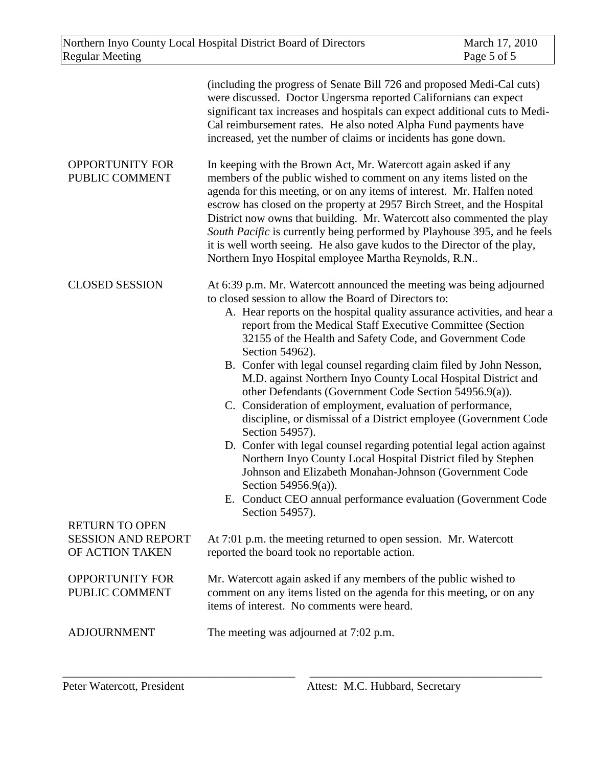(including the progress of Senate Bill 726 and proposed Medi-Cal cuts) were discussed. Doctor Ungersma reported Californians can expect significant tax increases and hospitals can expect additional cuts to Medi-Cal reimbursement rates. He also noted Alpha Fund payments have increased, yet the number of claims or incidents has gone down.

**OPPORTUNITY FOR PUBLIC COMMENT**

In keeping with the Brown Act, Mr. Watercott again asked if any members of the public wished to comment on any items listed on the agenda for this meeting, or on any items of interest. Mr. Halfen noted escrow has closed on the property at 2957 Birch Street, and the Hospital District now owns that building. Mr. Watercott also commented the play *South Pacific* is currently being performed by Playhouse 395, and he feels it is well worth seeing. He also gave kudos to the Director of the play, Northern Inyo Hospital employee Martha Reynolds, R.N..

**CLOSED SESSION**

At 6:39 p.m. Mr. Watercott announced the meeting was being adjourned to closed session to allow the Board of Directors to:

A. Hear reports on the hospital quality assurance activities, and hear a report from the Medical Staff Executive Committee (Section 32155 of the Health and Safety Code, and Government Code Section 54962).
B. Confer with legal counsel regarding claim filed by John Nesson, M.D. against Northern Inyo County Local Hospital District and other Defendants (Government Code Section 54956.9(a)).
C. Consideration of employment, evaluation of performance, discipline, or dismissal of a District employee (Government Code Section 54957).
D. Confer with legal counsel regarding potential legal action against Northern Inyo County Local Hospital District filed by Stephen Johnson and Elizabeth Monahan-Johnson (Government Code Section 54956.9(a)).
E. Conduct CEO annual performance evaluation (Government Code Section 54957).

**RETURN TO OPEN SESSION AND REPORT OF ACTION TAKEN**

At 7:01 p.m. the meeting returned to open session. Mr. Watercott reported the board took no reportable action.

**OPPORTUNITY FOR PUBLIC COMMENT**

Mr. Watercott again asked if any members of the public wished to comment on any items listed on the agenda for this meeting, or on any items of interest. No comments were heard.

**ADJOURNMENT**

The meeting was adjourned at 7:02 p.m.

\_\_\_\_\_\_\_\_\_\_\_\_\_\_\_\_\_\_\_\_\_\_\_\_\_\_\_\_\_\_\_\_\_\_\_\_\_\_
Peter Watercott, President

\_\_\_\_\_\_\_\_\_\_\_\_\_\_\_\_\_\_\_\_\_\_\_\_\_\_\_\_\_\_\_\_\_\_\_\_\_\_
Attest: M.C. Hubbard, Secretary